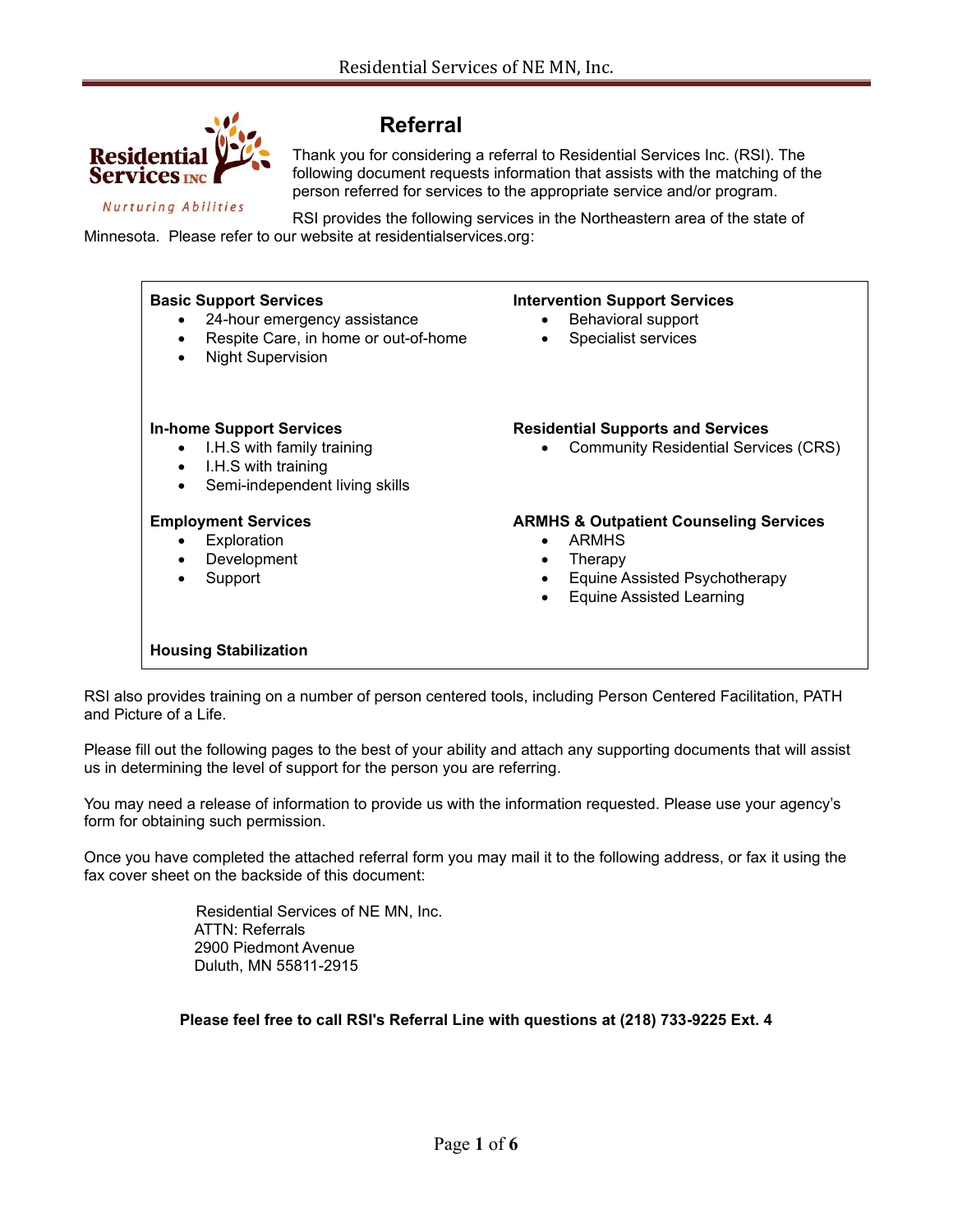# Referral

Thank you for considering a referral to Residential Services Inc. (RSI). The following document requests information that assists with the matching of the person referred for services to the appropriate service and/or program.

RSI provides the following services in the Northeastern area of the state of Minnesota. Please refer to our website at residentialservices.org:

**Basic Support Services**
- 24-hour emergency assistance
- Respite Care, in home or out-of-home
- Night Supervision

**Intervention Support Services**
- Behavioral support
- Specialist services

**In-home Support Services**
- I.H.S with family training
- I.H.S with training
- Semi-independent living skills

**Residential Supports and Services**
- Community Residential Services (CRS)

**Employment Services**
- Exploration
- Development
- Support

**ARMHS & Outpatient Counseling Services**
- ARMHS
- Therapy
- Equine Assisted Psychotherapy
- Equine Assisted Learning

**Housing Stabilization**

RSI also provides training on a number of person centered tools, including Person Centered Facilitation, PATH and Picture of a Life.

Please fill out the following pages to the best of your ability and attach any supporting documents that will assist us in determining the level of support for the person you are referring.

You may need a release of information to provide us with the information requested. Please use your agency's form for obtaining such permission.

Once you have completed the attached referral form you may mail it to the following address, or fax it using the fax cover sheet on the backside of this document:

Residential Services of NE MN, Inc.
ATTN: Referrals
2900 Piedmont Avenue
Duluth, MN 55811-2915

**Please feel free to call RSI's Referral Line with questions at (218) 733-9225 Ext. 4**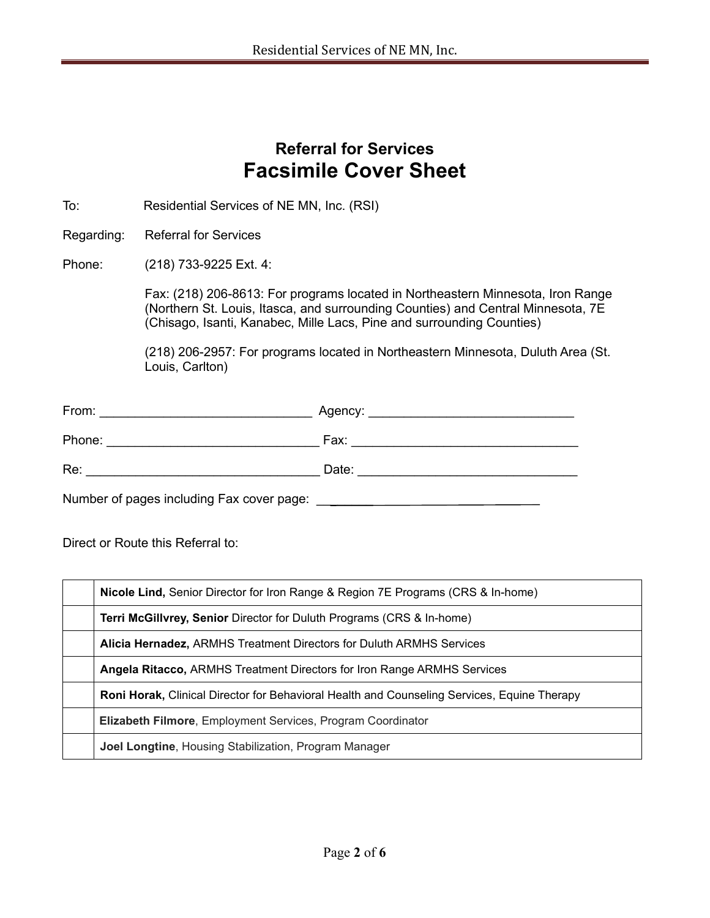# Referral for Services

# Facsimile Cover Sheet

To: Residential Services of NE MN, Inc. (RSI)

Regarding: Referral for Services

Phone: (218) 733-9225 Ext. 4:

Fax: (218) 206-8613: For programs located in Northeastern Minnesota, Iron Range (Northern St. Louis, Itasca, and surrounding Counties) and Central Minnesota, 7E (Chisago, Isanti, Kanabec, Mille Lacs, Pine and surrounding Counties)

(218) 206-2957: For programs located in Northeastern Minnesota, Duluth Area (St. Louis, Carlton)

From: ______________________________ Agency: ____________________________

Phone: ______________________________ Fax: ________________________________

Re: _________________________________ Date: _______________________________

Number of pages including Fax cover page: _____________________________

Direct or Route this Referral to:

| | |
|---|---|
| | **Nicole Lind,** Senior Director for Iron Range & Region 7E Programs (CRS & In-home) |
| | **Terri McGillvrey, Senior** Director for Duluth Programs (CRS & In-home) |
| | **Alicia Hernadez,** ARMHS Treatment Directors for Duluth ARMHS Services |
| | **Angela Ritacco,** ARMHS Treatment Directors for Iron Range ARMHS Services |
| | **Roni Horak,** Clinical Director for Behavioral Health and Counseling Services, Equine Therapy |
| | **Elizabeth Filmore**, Employment Services, Program Coordinator |
| | **Joel Longtine**, Housing Stabilization, Program Manager |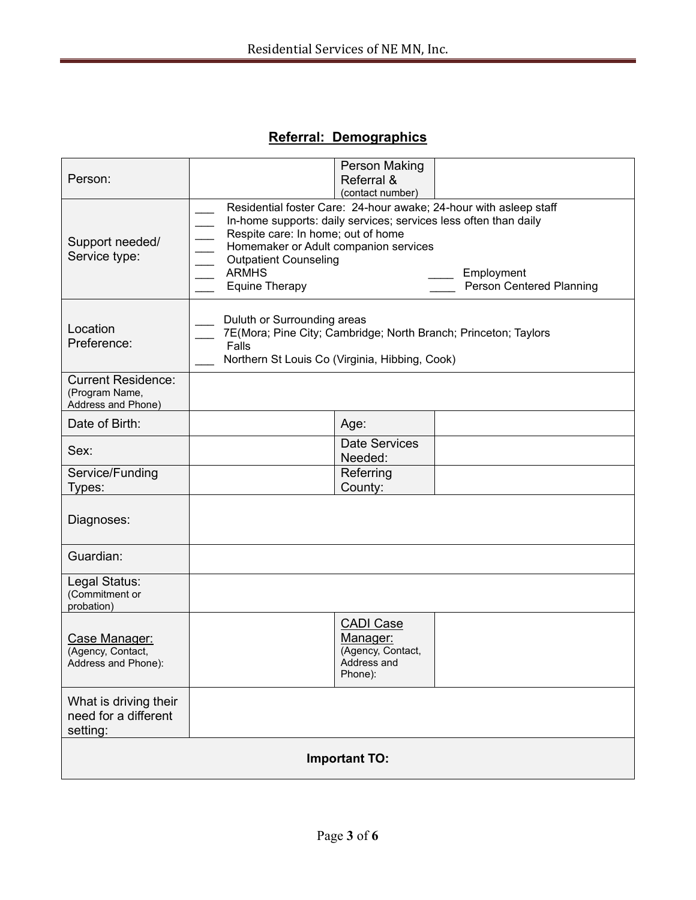## Referral: Demographics

| Person: | | Person Making Referral & (contact number) | |
|---|---|---|---|
| Support needed/ Service type: | ___ Residential foster Care: 24-hour awake; 24-hour with asleep staff<br>___ In-home supports: daily services; services less often than daily<br>___ Respite care: In home; out of home<br>___ Homemaker or Adult companion services<br>___ Outpatient Counseling<br>___ ARMHS ____ Employment<br>___ Equine Therapy ____ Person Centered Planning | | |
| Location Preference: | ___ Duluth or Surrounding areas<br>___ 7E(Mora; Pine City; Cambridge; North Branch; Princeton; Taylors Falls<br>___ Northern St Louis Co (Virginia, Hibbing, Cook) | | |
| Current Residence: (Program Name, Address and Phone) | | | |
| Date of Birth: | | Age: | |
| Sex: | | Date Services Needed: | |
| Service/Funding Types: | | Referring County: | |
| Diagnoses: | | | |
| Guardian: | | | |
| Legal Status: (Commitment or probation) | | | |
| Case Manager: (Agency, Contact, Address and Phone): | | CADI Case Manager: (Agency, Contact, Address and Phone): | |
| What is driving their need for a different setting: | | | |
| **Important TO:** | | | |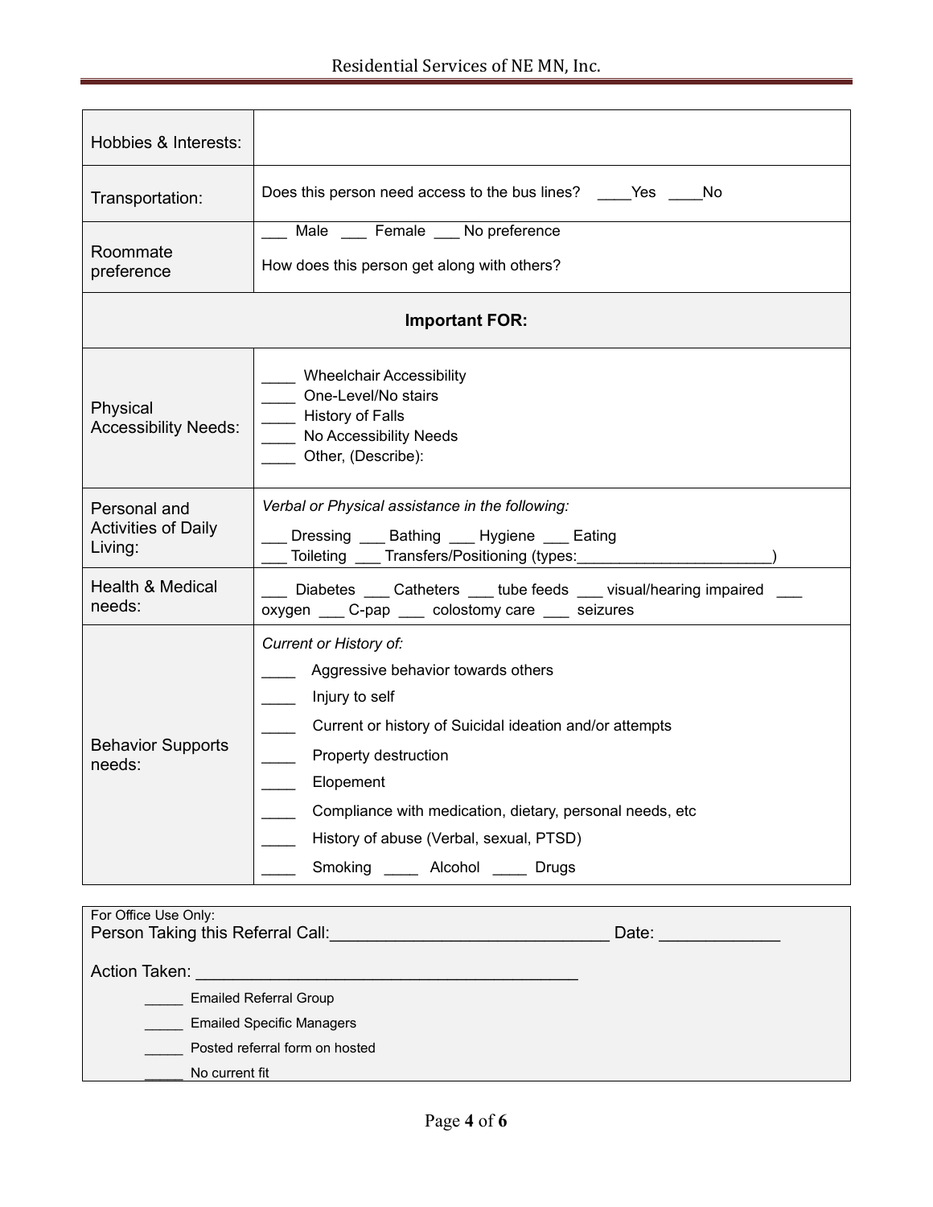| | |
|---|---|
| Hobbies & Interests: | |
| Transportation: | Does this person need access to the bus lines? ____Yes ____No |
| Roommate preference | ___ Male ___ Female ___ No preference<br><br>How does this person get along with others? |
| **Important FOR:** | |
| Physical Accessibility Needs: | ____ Wheelchair Accessibility<br>____ One-Level/No stairs<br>____ History of Falls<br>____ No Accessibility Needs<br>____ Other, (Describe): |
| Personal and Activities of Daily Living: | *Verbal or Physical assistance in the following:*<br>___ Dressing ___ Bathing ___ Hygiene ___ Eating<br>___ Toileting ___ Transfers/Positioning (types:______________________) |
| Health & Medical needs: | ___ Diabetes ___ Catheters ___ tube feeds ___ visual/hearing impaired ___ oxygen ___ C-pap ___ colostomy care ___ seizures |
| Behavior Supports needs: | *Current or History of:*<br>____ Aggressive behavior towards others<br>____ Injury to self<br>____ Current or history of Suicidal ideation and/or attempts<br>____ Property destruction<br>____ Elopement<br>____ Compliance with medication, dietary, personal needs, etc<br>____ History of abuse (Verbal, sexual, PTSD)<br>____ Smoking ____ Alcohol ____ Drugs |

For Office Use Only:

Person Taking this Referral Call:_____________________________ Date: ____________

Action Taken: ________________________________________

_____ Emailed Referral Group

_____ Emailed Specific Managers

_____ Posted referral form on hosted

_____ No current fit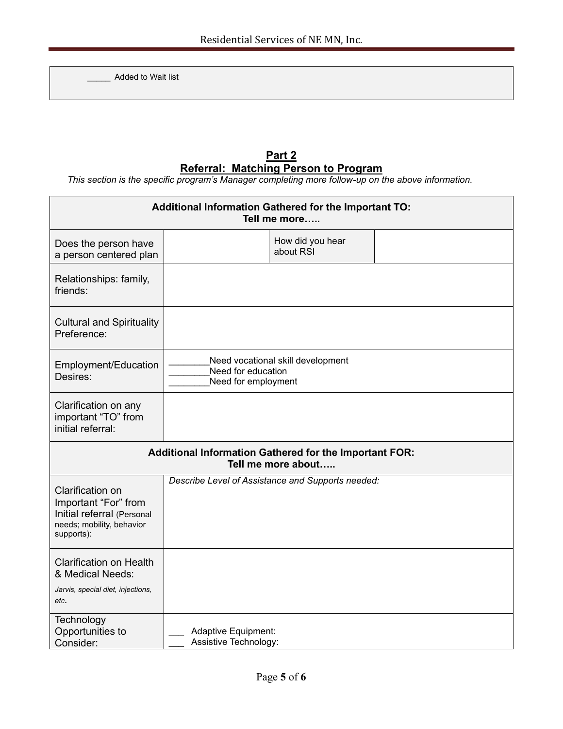| _____ Added to Wait list |
|---|

## Part 2
## Referral: Matching Person to Program

*This section is the specific program's Manager completing more follow-up on the above information.*

| **Additional Information Gathered for the Important TO: Tell me more…..** | | | |
|---|---|---|---|
| Does the person have a person centered plan | | How did you hear about RSI | |
| Relationships: family, friends: | | | |
| Cultural and Spirituality Preference: | | | |
| Employment/Education Desires: | ________Need vocational skill development<br>________Need for education<br>________Need for employment | | |
| Clarification on any important "TO" from initial referral: | | | |
| **Additional Information Gathered for the Important FOR: Tell me more about…..** | | | |
| Clarification on Important "For" from Initial referral (Personal needs; mobility, behavior supports): | *Describe Level of Assistance and Supports needed:* | | |
| Clarification on Health & Medical Needs:<br>*Jarvis, special diet, injections, etc.* | | | |
| Technology Opportunities to Consider: | ___ Adaptive Equipment:<br>___ Assistive Technology: | | |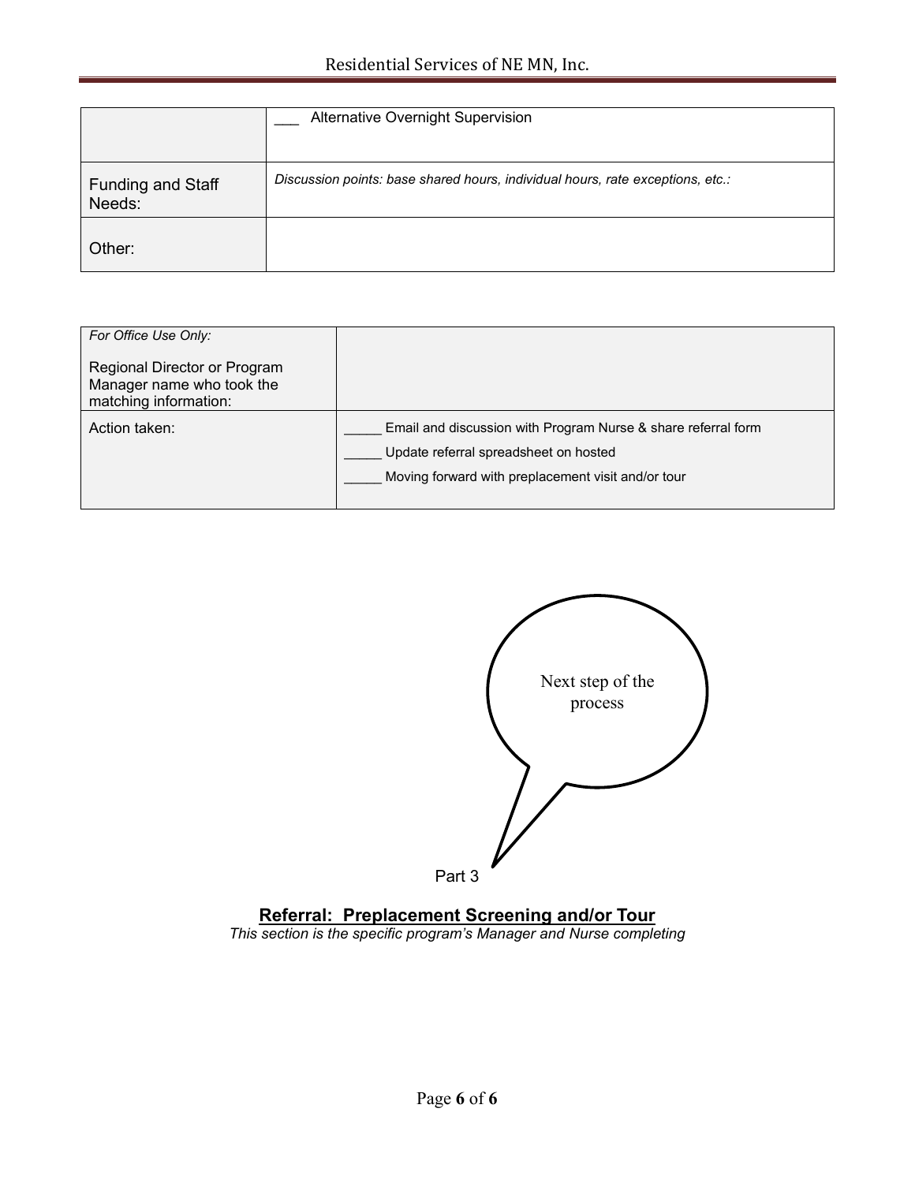| | |
|---|---|
| | ___ Alternative Overnight Supervision |
| Funding and Staff Needs: | *Discussion points: base shared hours, individual hours, rate exceptions, etc.:* |
| Other: | |

| | |
|---|---|
| *For Office Use Only:*<br><br>Regional Director or Program Manager name who took the matching information: | |
| Action taken: | _____ Email and discussion with Program Nurse & share referral form<br>_____ Update referral spreadsheet on hosted<br>_____ Moving forward with preplacement visit and/or tour |

Next step of the process

Part 3

## Referral: Preplacement Screening and/or Tour

*This section is the specific program's Manager and Nurse completing*